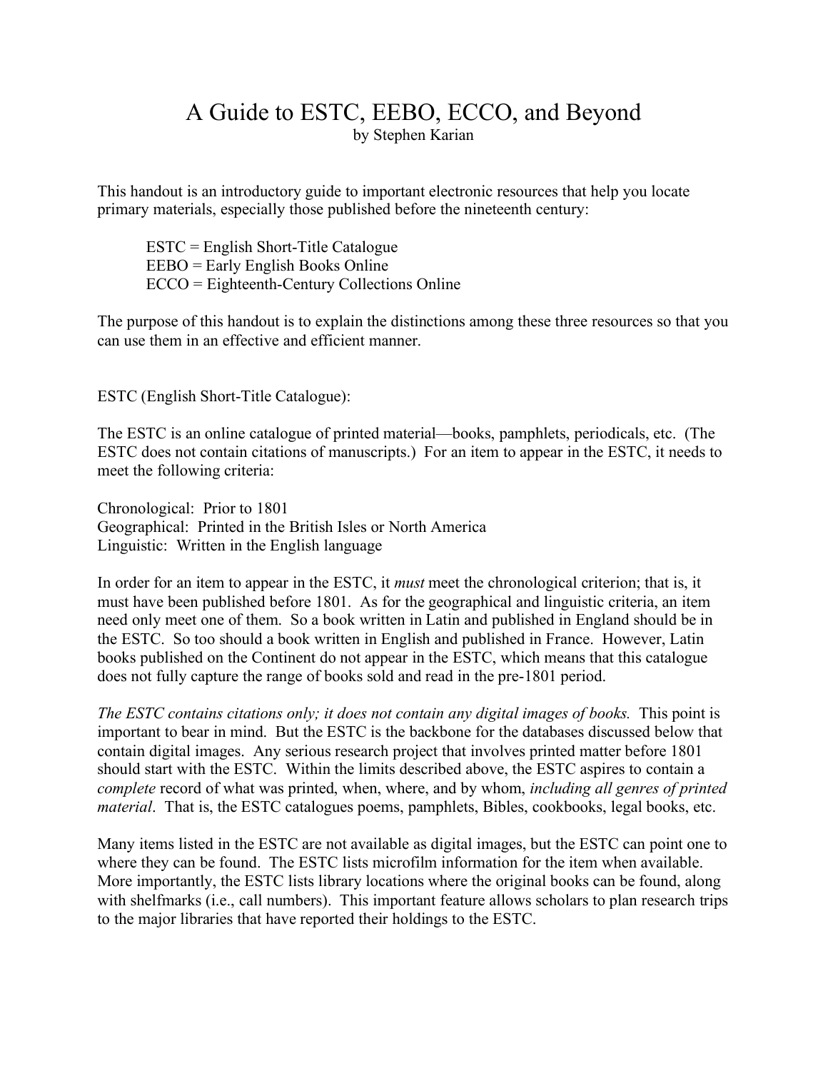# A Guide to ESTC, EEBO, ECCO, and Beyond

by Stephen Karian

This handout is an introductory guide to important electronic resources that help you locate primary materials, especially those published before the nineteenth century:

> ESTC = English Short-Title Catalogue
> EEBO = Early English Books Online
> ECCO = Eighteenth-Century Collections Online

The purpose of this handout is to explain the distinctions among these three resources so that you can use them in an effective and efficient manner.

ESTC (English Short-Title Catalogue):

The ESTC is an online catalogue of printed material—books, pamphlets, periodicals, etc. (The ESTC does not contain citations of manuscripts.) For an item to appear in the ESTC, it needs to meet the following criteria:

Chronological: Prior to 1801
Geographical: Printed in the British Isles or North America
Linguistic: Written in the English language

In order for an item to appear in the ESTC, it *must* meet the chronological criterion; that is, it must have been published before 1801. As for the geographical and linguistic criteria, an item need only meet one of them. So a book written in Latin and published in England should be in the ESTC. So too should a book written in English and published in France. However, Latin books published on the Continent do not appear in the ESTC, which means that this catalogue does not fully capture the range of books sold and read in the pre-1801 period.

*The ESTC contains citations only; it does not contain any digital images of books.* This point is important to bear in mind. But the ESTC is the backbone for the databases discussed below that contain digital images. Any serious research project that involves printed matter before 1801 should start with the ESTC. Within the limits described above, the ESTC aspires to contain a *complete* record of what was printed, when, where, and by whom, *including all genres of printed material*. That is, the ESTC catalogues poems, pamphlets, Bibles, cookbooks, legal books, etc.

Many items listed in the ESTC are not available as digital images, but the ESTC can point one to where they can be found. The ESTC lists microfilm information for the item when available. More importantly, the ESTC lists library locations where the original books can be found, along with shelfmarks (i.e., call numbers). This important feature allows scholars to plan research trips to the major libraries that have reported their holdings to the ESTC.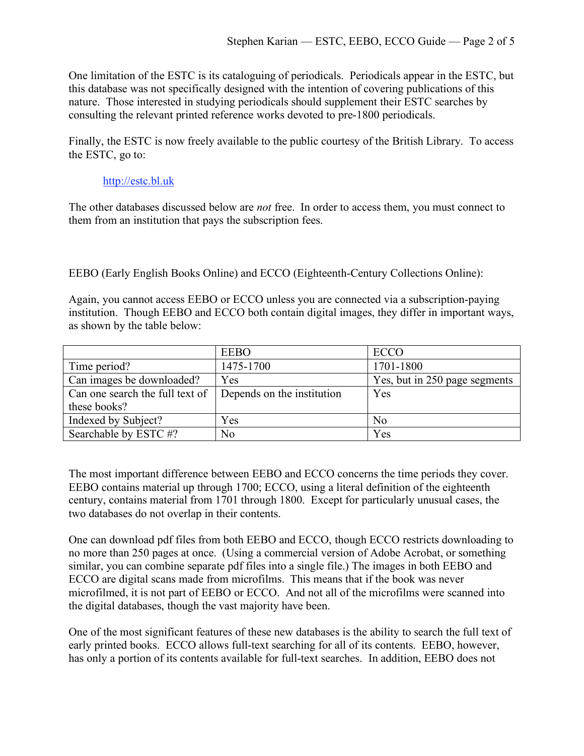One limitation of the ESTC is its cataloguing of periodicals. Periodicals appear in the ESTC, but this database was not specifically designed with the intention of covering publications of this nature. Those interested in studying periodicals should supplement their ESTC searches by consulting the relevant printed reference works devoted to pre-1800 periodicals.

Finally, the ESTC is now freely available to the public courtesy of the British Library. To access the ESTC, go to:

> http://estc.bl.uk

The other databases discussed below are *not* free. In order to access them, you must connect to them from an institution that pays the subscription fees.

EEBO (Early English Books Online) and ECCO (Eighteenth-Century Collections Online):

Again, you cannot access EEBO or ECCO unless you are connected via a subscription-paying institution. Though EEBO and ECCO both contain digital images, they differ in important ways, as shown by the table below:

| | EEBO | ECCO |
|---|---|---|
| Time period? | 1475-1700 | 1701-1800 |
| Can images be downloaded? | Yes | Yes, but in 250 page segments |
| Can one search the full text of these books? | Depends on the institution | Yes |
| Indexed by Subject? | Yes | No |
| Searchable by ESTC #? | No | Yes |

The most important difference between EEBO and ECCO concerns the time periods they cover. EEBO contains material up through 1700; ECCO, using a literal definition of the eighteenth century, contains material from 1701 through 1800. Except for particularly unusual cases, the two databases do not overlap in their contents.

One can download pdf files from both EEBO and ECCO, though ECCO restricts downloading to no more than 250 pages at once. (Using a commercial version of Adobe Acrobat, or something similar, you can combine separate pdf files into a single file.) The images in both EEBO and ECCO are digital scans made from microfilms. This means that if the book was never microfilmed, it is not part of EEBO or ECCO. And not all of the microfilms were scanned into the digital databases, though the vast majority have been.

One of the most significant features of these new databases is the ability to search the full text of early printed books. ECCO allows full-text searching for all of its contents. EEBO, however, has only a portion of its contents available for full-text searches. In addition, EEBO does not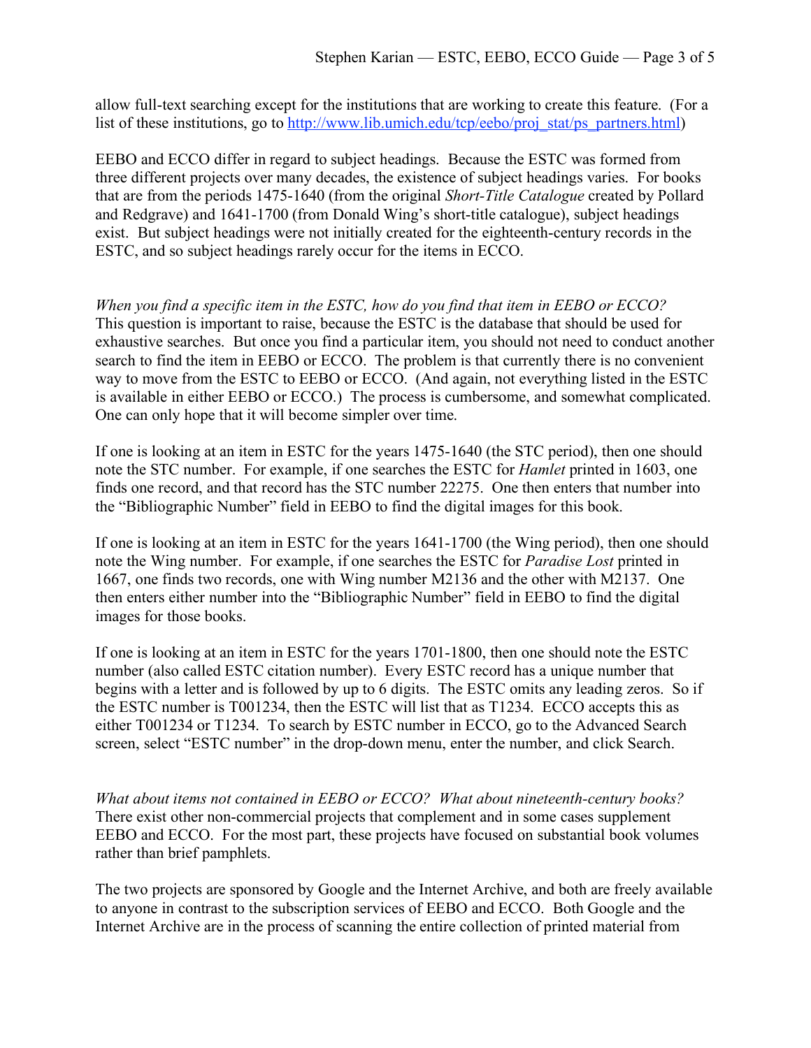allow full-text searching except for the institutions that are working to create this feature. (For a list of these institutions, go to [http://www.lib.umich.edu/tcp/eebo/proj_stat/ps_partners.html](http://www.lib.umich.edu/tcp/eebo/proj_stat/ps_partners.html))

EEBO and ECCO differ in regard to subject headings. Because the ESTC was formed from three different projects over many decades, the existence of subject headings varies. For books that are from the periods 1475-1640 (from the original *Short-Title Catalogue* created by Pollard and Redgrave) and 1641-1700 (from Donald Wing's short-title catalogue), subject headings exist. But subject headings were not initially created for the eighteenth-century records in the ESTC, and so subject headings rarely occur for the items in ECCO.

*When you find a specific item in the ESTC, how do you find that item in EEBO or ECCO?*
This question is important to raise, because the ESTC is the database that should be used for exhaustive searches. But once you find a particular item, you should not need to conduct another search to find the item in EEBO or ECCO. The problem is that currently there is no convenient way to move from the ESTC to EEBO or ECCO. (And again, not everything listed in the ESTC is available in either EEBO or ECCO.) The process is cumbersome, and somewhat complicated. One can only hope that it will become simpler over time.

If one is looking at an item in ESTC for the years 1475-1640 (the STC period), then one should note the STC number. For example, if one searches the ESTC for *Hamlet* printed in 1603, one finds one record, and that record has the STC number 22275. One then enters that number into the "Bibliographic Number" field in EEBO to find the digital images for this book.

If one is looking at an item in ESTC for the years 1641-1700 (the Wing period), then one should note the Wing number. For example, if one searches the ESTC for *Paradise Lost* printed in 1667, one finds two records, one with Wing number M2136 and the other with M2137. One then enters either number into the "Bibliographic Number" field in EEBO to find the digital images for those books.

If one is looking at an item in ESTC for the years 1701-1800, then one should note the ESTC number (also called ESTC citation number). Every ESTC record has a unique number that begins with a letter and is followed by up to 6 digits. The ESTC omits any leading zeros. So if the ESTC number is T001234, then the ESTC will list that as T1234. ECCO accepts this as either T001234 or T1234. To search by ESTC number in ECCO, go to the Advanced Search screen, select "ESTC number" in the drop-down menu, enter the number, and click Search.

*What about items not contained in EEBO or ECCO? What about nineteenth-century books?*
There exist other non-commercial projects that complement and in some cases supplement EEBO and ECCO. For the most part, these projects have focused on substantial book volumes rather than brief pamphlets.

The two projects are sponsored by Google and the Internet Archive, and both are freely available to anyone in contrast to the subscription services of EEBO and ECCO. Both Google and the Internet Archive are in the process of scanning the entire collection of printed material from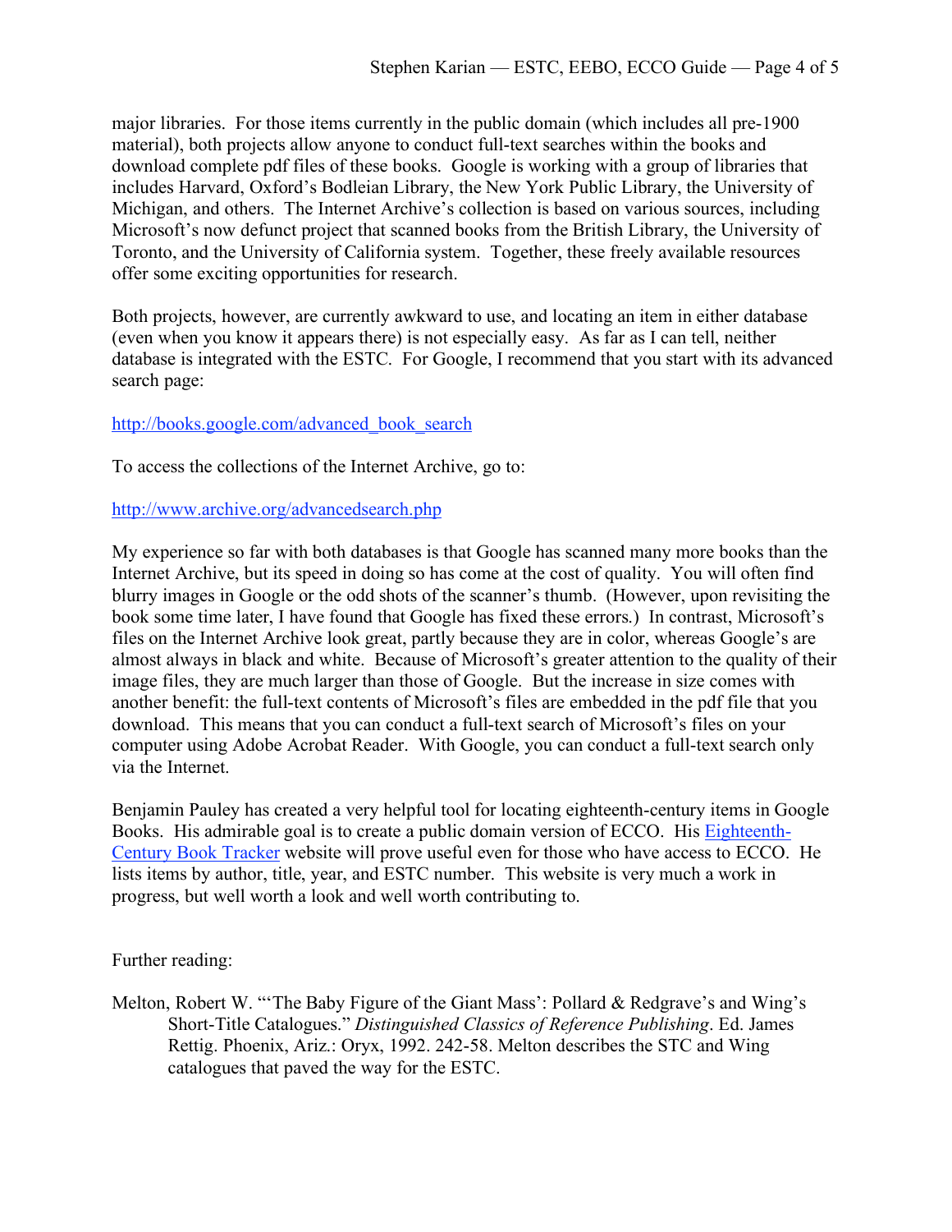major libraries. For those items currently in the public domain (which includes all pre-1900 material), both projects allow anyone to conduct full-text searches within the books and download complete pdf files of these books. Google is working with a group of libraries that includes Harvard, Oxford's Bodleian Library, the New York Public Library, the University of Michigan, and others. The Internet Archive's collection is based on various sources, including Microsoft's now defunct project that scanned books from the British Library, the University of Toronto, and the University of California system. Together, these freely available resources offer some exciting opportunities for research.

Both projects, however, are currently awkward to use, and locating an item in either database (even when you know it appears there) is not especially easy. As far as I can tell, neither database is integrated with the ESTC. For Google, I recommend that you start with its advanced search page:

http://books.google.com/advanced_book_search

To access the collections of the Internet Archive, go to:

http://www.archive.org/advancedsearch.php

My experience so far with both databases is that Google has scanned many more books than the Internet Archive, but its speed in doing so has come at the cost of quality. You will often find blurry images in Google or the odd shots of the scanner's thumb. (However, upon revisiting the book some time later, I have found that Google has fixed these errors.) In contrast, Microsoft's files on the Internet Archive look great, partly because they are in color, whereas Google's are almost always in black and white. Because of Microsoft's greater attention to the quality of their image files, they are much larger than those of Google. But the increase in size comes with another benefit: the full-text contents of Microsoft's files are embedded in the pdf file that you download. This means that you can conduct a full-text search of Microsoft's files on your computer using Adobe Acrobat Reader. With Google, you can conduct a full-text search only via the Internet.

Benjamin Pauley has created a very helpful tool for locating eighteenth-century items in Google Books. His admirable goal is to create a public domain version of ECCO. His Eighteenth-Century Book Tracker website will prove useful even for those who have access to ECCO. He lists items by author, title, year, and ESTC number. This website is very much a work in progress, but well worth a look and well worth contributing to.

Further reading:

Melton, Robert W. "'The Baby Figure of the Giant Mass': Pollard & Redgrave's and Wing's Short-Title Catalogues." *Distinguished Classics of Reference Publishing*. Ed. James Rettig. Phoenix, Ariz.: Oryx, 1992. 242-58. Melton describes the STC and Wing catalogues that paved the way for the ESTC.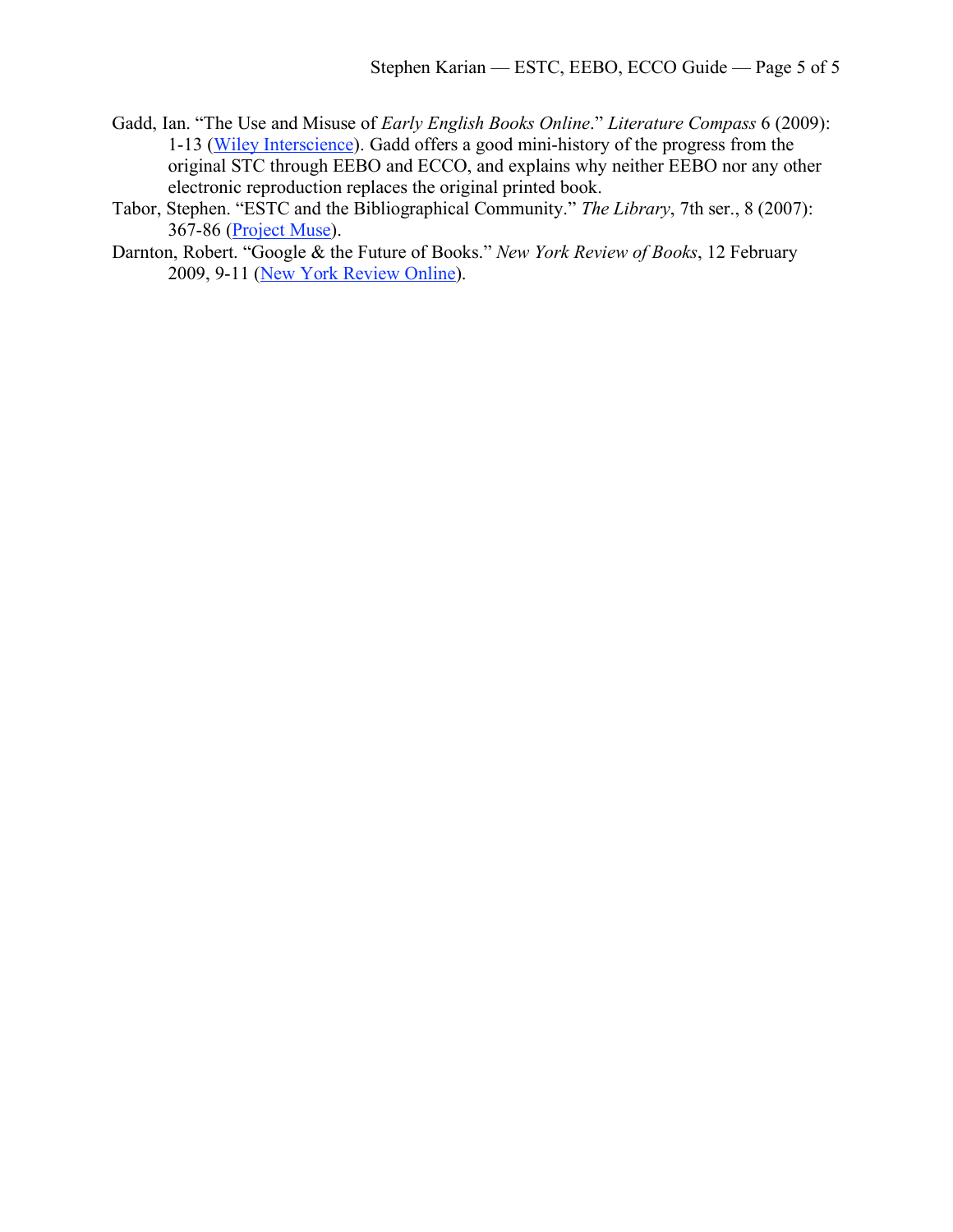Gadd, Ian. "The Use and Misuse of *Early English Books Online*." *Literature Compass* 6 (2009): 1-13 (Wiley Interscience). Gadd offers a good mini-history of the progress from the original STC through EEBO and ECCO, and explains why neither EEBO nor any other electronic reproduction replaces the original printed book.

Tabor, Stephen. "ESTC and the Bibliographical Community." *The Library*, 7th ser., 8 (2007): 367-86 (Project Muse).

Darnton, Robert. "Google & the Future of Books." *New York Review of Books*, 12 February 2009, 9-11 (New York Review Online).